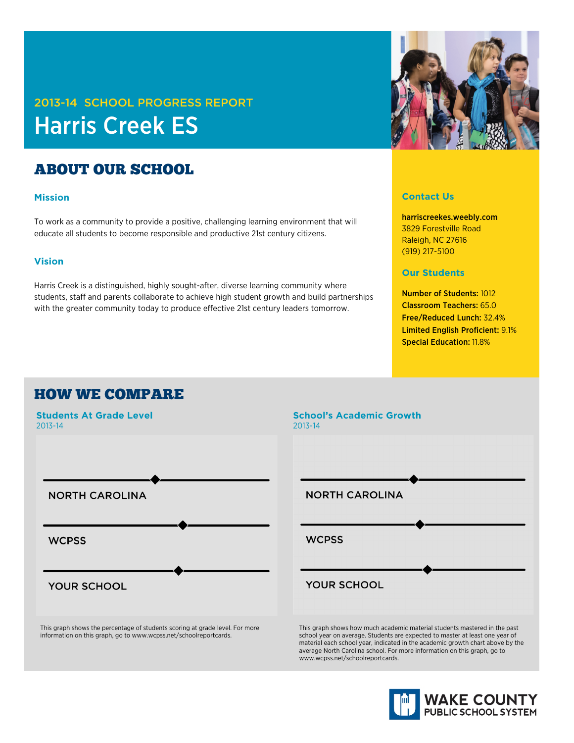2013-14 SCHOOL PROGRESS REPORT

# Harris Creek ES

## ABOUT OUR SCHOOL

### Mission

To work as a community to provide a positive, challenging learning environment that will educate all students to become responsible and productive 21st century citizens.

### Vision

Harris Creek is a distinguished, highly sought-after, diverse learning community where students, staff and parents collaborate to achieve high student growth and build partnerships with the greater community today to produce effective 21st century leaders tomorrow.

### Contact Us

**harriscreekes.weebly.com**
3829 Forestville Road
Raleigh, NC 27616
(919) 217-5100

### Our Students

**Number of Students:** 1012
**Classroom Teachers:** 65.0
**Free/Reduced Lunch:** 32.4%
**Limited English Proficient:** 9.1%
**Special Education:** 11.8%

## HOW WE COMPARE

### Students At Grade Level

2013-14

NORTH CAROLINA

WCPSS

YOUR SCHOOL

This graph shows the percentage of students scoring at grade level. For more information on this graph, go to www.wcpss.net/schoolreportcards.

### School's Academic Growth

2013-14

NORTH CAROLINA

WCPSS

YOUR SCHOOL

This graph shows how much academic material students mastered in the past school year on average. Students are expected to master at least one year of material each school year, indicated in the academic growth chart above by the average North Carolina school. For more information on this graph, go to www.wcpss.net/schoolreportcards.

WAKE COUNTY PUBLIC SCHOOL SYSTEM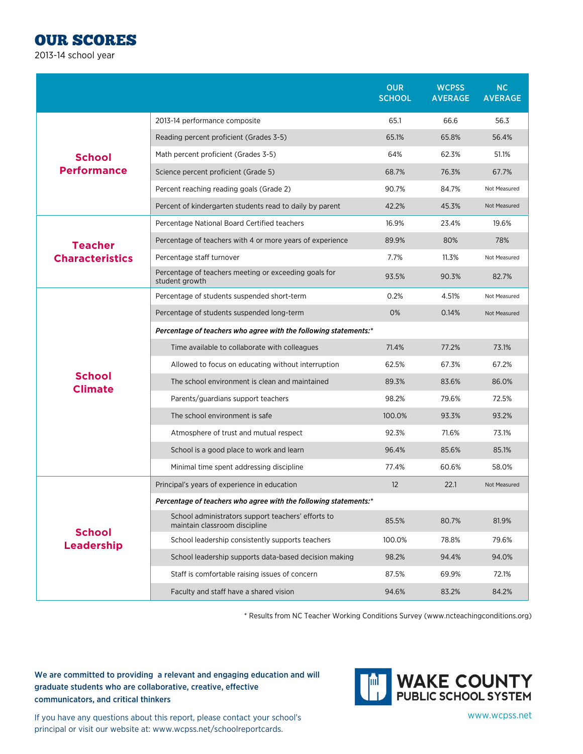# OUR SCORES

2013-14 school year

| | | OUR SCHOOL | WCPSS AVERAGE | NC AVERAGE |
|---|---|---|---|---|
| **School Performance** | 2013-14 performance composite | 65.1 | 66.6 | 56.3 |
| | Reading percent proficient (Grades 3-5) | 65.1% | 65.8% | 56.4% |
| | Math percent proficient (Grades 3-5) | 64% | 62.3% | 51.1% |
| | Science percent proficient (Grade 5) | 68.7% | 76.3% | 67.7% |
| | Percent reaching reading goals (Grade 2) | 90.7% | 84.7% | Not Measured |
| | Percent of kindergarten students read to daily by parent | 42.2% | 45.3% | Not Measured |
| **Teacher Characteristics** | Percentage National Board Certified teachers | 16.9% | 23.4% | 19.6% |
| | Percentage of teachers with 4 or more years of experience | 89.9% | 80% | 78% |
| | Percentage staff turnover | 7.7% | 11.3% | Not Measured |
| | Percentage of teachers meeting or exceeding goals for student growth | 93.5% | 90.3% | 82.7% |
| **School Climate** | Percentage of students suspended short-term | 0.2% | 4.51% | Not Measured |
| | Percentage of students suspended long-term | 0% | 0.14% | Not Measured |
| | *Percentage of teachers who agree with the following statements:** | | | |
| | Time available to collaborate with colleagues | 71.4% | 77.2% | 73.1% |
| | Allowed to focus on educating without interruption | 62.5% | 67.3% | 67.2% |
| | The school environment is clean and maintained | 89.3% | 83.6% | 86.0% |
| | Parents/guardians support teachers | 98.2% | 79.6% | 72.5% |
| | The school environment is safe | 100.0% | 93.3% | 93.2% |
| | Atmosphere of trust and mutual respect | 92.3% | 71.6% | 73.1% |
| | School is a good place to work and learn | 96.4% | 85.6% | 85.1% |
| | Minimal time spent addressing discipline | 77.4% | 60.6% | 58.0% |
| **School Leadership** | Principal's years of experience in education | 12 | 22.1 | Not Measured |
| | *Percentage of teachers who agree with the following statements:** | | | |
| | School administrators support teachers' efforts to maintain classroom discipline | 85.5% | 80.7% | 81.9% |
| | School leadership consistently supports teachers | 100.0% | 78.8% | 79.6% |
| | School leadership supports data-based decision making | 98.2% | 94.4% | 94.0% |
| | Staff is comfortable raising issues of concern | 87.5% | 69.9% | 72.1% |
| | Faculty and staff have a shared vision | 94.6% | 83.2% | 84.2% |

\* Results from NC Teacher Working Conditions Survey (www.ncteachingconditions.org)

**We are committed to providing a relevant and engaging education and will graduate students who are collaborative, creative, effective communicators, and critical thinkers**

If you have any questions about this report, please contact your school's principal or visit our website at: www.wcpss.net/schoolreportcards.

WAKE COUNTY PUBLIC SCHOOL SYSTEM

www.wcpss.net